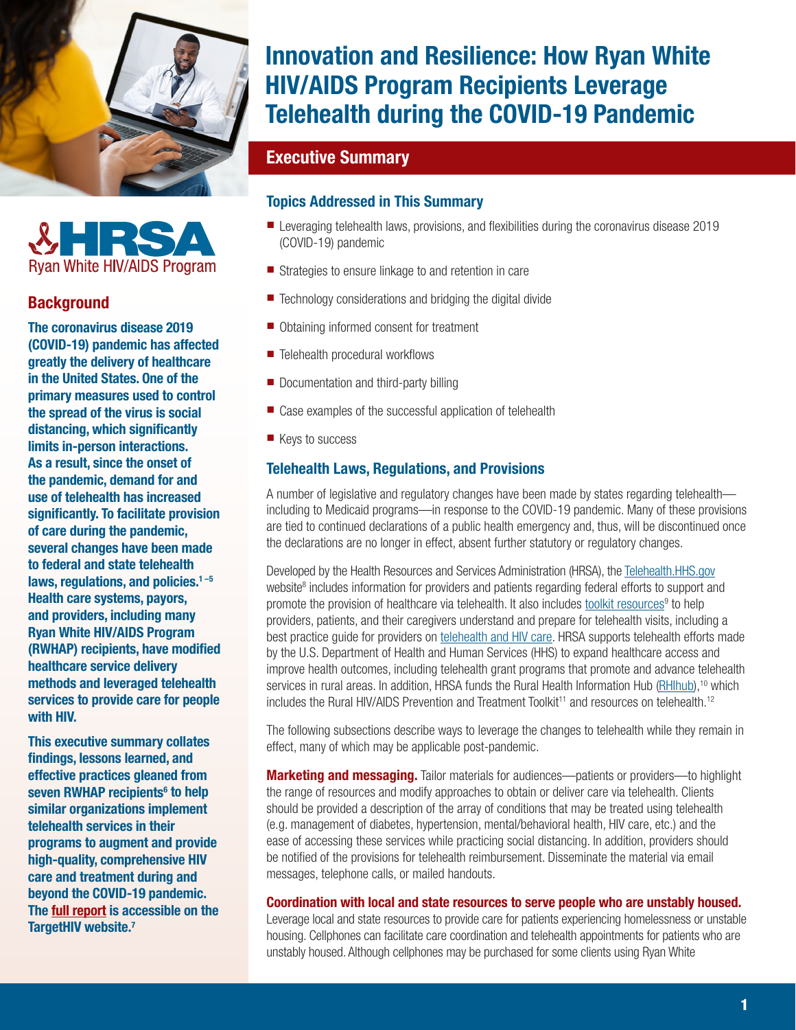HRSA Ryan White HIV/AIDS Program

# Innovation and Resilience: How Ryan White HIV/AIDS Program Recipients Leverage Telehealth during the COVID-19 Pandemic

## Background

**The coronavirus disease 2019 (COVID-19) pandemic has affected greatly the delivery of healthcare in the United States. One of the primary measures used to control the spread of the virus is social distancing, which significantly limits in-person interactions. As a result, since the onset of the pandemic, demand for and use of telehealth has increased significantly. To facilitate provision of care during the pandemic, several changes have been made to federal and state telehealth laws, regulations, and policies.[1–5] Health care systems, payors, and providers, including many Ryan White HIV/AIDS Program (RWHAP) recipients, have modified healthcare service delivery methods and leveraged telehealth services to provide care for people with HIV.**

**This executive summary collates findings, lessons learned, and effective practices gleaned from seven RWHAP recipients[6] to help similar organizations implement telehealth services in their programs to augment and provide high-quality, comprehensive HIV care and treatment during and beyond the COVID-19 pandemic. The full report is accessible on the TargetHIV website.[7]**

## Executive Summary

### Topics Addressed in This Summary

- Leveraging telehealth laws, provisions, and flexibilities during the coronavirus disease 2019 (COVID-19) pandemic
- Strategies to ensure linkage to and retention in care
- Technology considerations and bridging the digital divide
- Obtaining informed consent for treatment
- Telehealth procedural workflows
- Documentation and third-party billing
- Case examples of the successful application of telehealth
- Keys to success

### Telehealth Laws, Regulations, and Provisions

A number of legislative and regulatory changes have been made by states regarding telehealth—including to Medicaid programs—in response to the COVID-19 pandemic. Many of these provisions are tied to continued declarations of a public health emergency and, thus, will be discontinued once the declarations are no longer in effect, absent further statutory or regulatory changes.

Developed by the Health Resources and Services Administration (HRSA), the Telehealth.HHS.gov website[8] includes information for providers and patients regarding federal efforts to support and promote the provision of healthcare via telehealth. It also includes toolkit resources[9] to help providers, patients, and their caregivers understand and prepare for telehealth visits, including a best practice guide for providers on telehealth and HIV care. HRSA supports telehealth efforts made by the U.S. Department of Health and Human Services (HHS) to expand healthcare access and improve health outcomes, including telehealth grant programs that promote and advance telehealth services in rural areas. In addition, HRSA funds the Rural Health Information Hub (RHIhub),[10] which includes the Rural HIV/AIDS Prevention and Treatment Toolkit[11] and resources on telehealth.[12]

The following subsections describe ways to leverage the changes to telehealth while they remain in effect, many of which may be applicable post-pandemic.

**Marketing and messaging.** Tailor materials for audiences—patients or providers—to highlight the range of resources and modify approaches to obtain or deliver care via telehealth. Clients should be provided a description of the array of conditions that may be treated using telehealth (e.g. management of diabetes, hypertension, mental/behavioral health, HIV care, etc.) and the ease of accessing these services while practicing social distancing. In addition, providers should be notified of the provisions for telehealth reimbursement. Disseminate the material via email messages, telephone calls, or mailed handouts.

**Coordination with local and state resources to serve people who are unstably housed.** Leverage local and state resources to provide care for patients experiencing homelessness or unstable housing. Cellphones can facilitate care coordination and telehealth appointments for patients who are unstably housed. Although cellphones may be purchased for some clients using Ryan White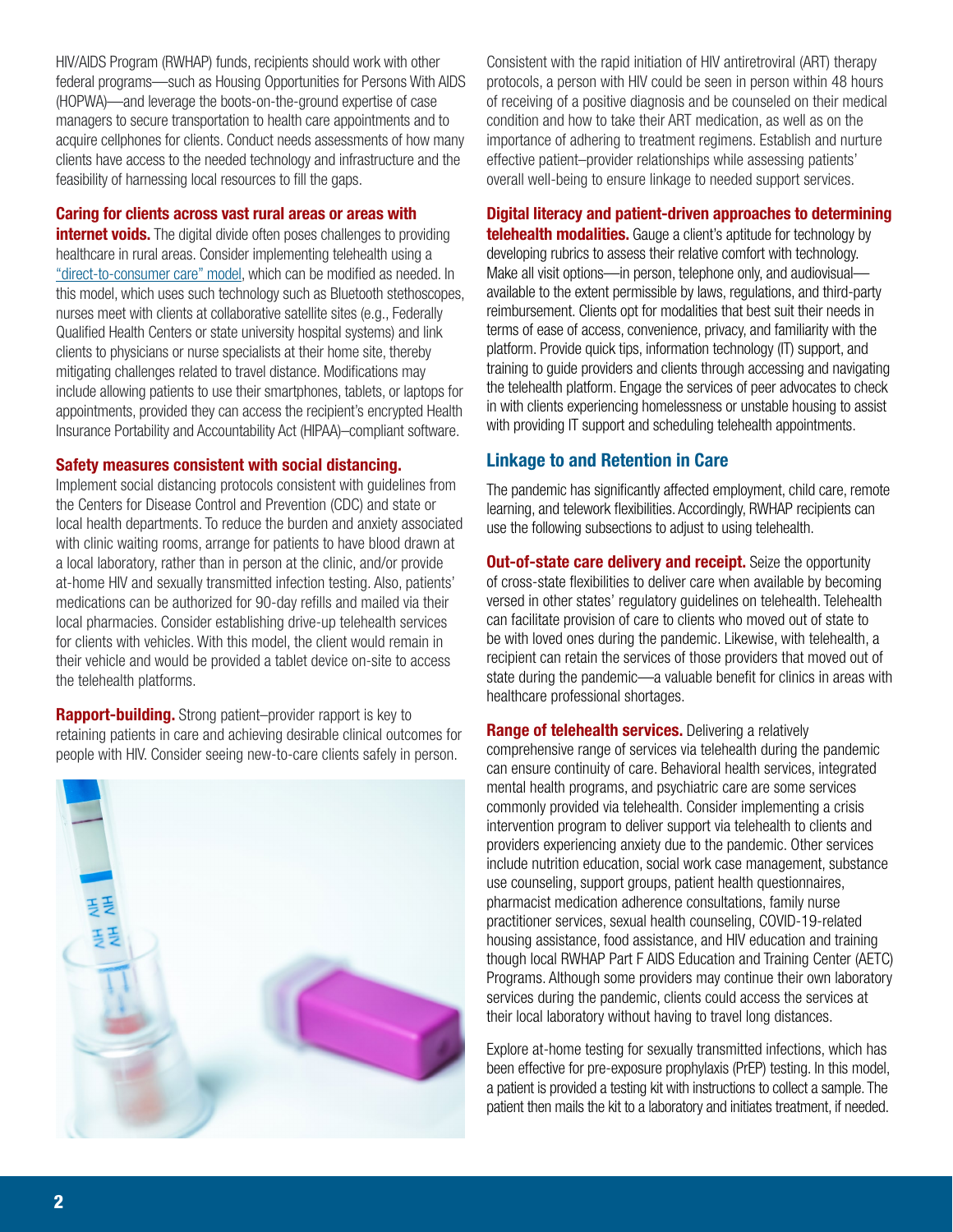HIV/AIDS Program (RWHAP) funds, recipients should work with other federal programs—such as Housing Opportunities for Persons With AIDS (HOPWA)—and leverage the boots-on-the-ground expertise of case managers to secure transportation to health care appointments and to acquire cellphones for clients. Conduct needs assessments of how many clients have access to the needed technology and infrastructure and the feasibility of harnessing local resources to fill the gaps.

**Caring for clients across vast rural areas or areas with internet voids.** The digital divide often poses challenges to providing healthcare in rural areas. Consider implementing telehealth using a "direct-to-consumer care" model, which can be modified as needed. In this model, which uses such technology such as Bluetooth stethoscopes, nurses meet with clients at collaborative satellite sites (e.g., Federally Qualified Health Centers or state university hospital systems) and link clients to physicians or nurse specialists at their home site, thereby mitigating challenges related to travel distance. Modifications may include allowing patients to use their smartphones, tablets, or laptops for appointments, provided they can access the recipient's encrypted Health Insurance Portability and Accountability Act (HIPAA)–compliant software.

**Safety measures consistent with social distancing.** Implement social distancing protocols consistent with guidelines from the Centers for Disease Control and Prevention (CDC) and state or local health departments. To reduce the burden and anxiety associated with clinic waiting rooms, arrange for patients to have blood drawn at a local laboratory, rather than in person at the clinic, and/or provide at-home HIV and sexually transmitted infection testing. Also, patients' medications can be authorized for 90-day refills and mailed via their local pharmacies. Consider establishing drive-up telehealth services for clients with vehicles. With this model, the client would remain in their vehicle and would be provided a tablet device on-site to access the telehealth platforms.

**Rapport-building.** Strong patient–provider rapport is key to retaining patients in care and achieving desirable clinical outcomes for people with HIV. Consider seeing new-to-care clients safely in person. Consistent with the rapid initiation of HIV antiretroviral (ART) therapy protocols, a person with HIV could be seen in person within 48 hours of receiving of a positive diagnosis and be counseled on their medical condition and how to take their ART medication, as well as on the importance of adhering to treatment regimens. Establish and nurture effective patient–provider relationships while assessing patients' overall well-being to ensure linkage to needed support services.

**Digital literacy and patient-driven approaches to determining telehealth modalities.** Gauge a client's aptitude for technology by developing rubrics to assess their relative comfort with technology. Make all visit options—in person, telephone only, and audiovisual—available to the extent permissible by laws, regulations, and third-party reimbursement. Clients opt for modalities that best suit their needs in terms of ease of access, convenience, privacy, and familiarity with the platform. Provide quick tips, information technology (IT) support, and training to guide providers and clients through accessing and navigating the telehealth platform. Engage the services of peer advocates to check in with clients experiencing homelessness or unstable housing to assist with providing IT support and scheduling telehealth appointments.

## Linkage to and Retention in Care

The pandemic has significantly affected employment, child care, remote learning, and telework flexibilities. Accordingly, RWHAP recipients can use the following subsections to adjust to using telehealth.

**Out-of-state care delivery and receipt.** Seize the opportunity of cross-state flexibilities to deliver care when available by becoming versed in other states' regulatory guidelines on telehealth. Telehealth can facilitate provision of care to clients who moved out of state to be with loved ones during the pandemic. Likewise, with telehealth, a recipient can retain the services of those providers that moved out of state during the pandemic—a valuable benefit for clinics in areas with healthcare professional shortages.

**Range of telehealth services.** Delivering a relatively comprehensive range of services via telehealth during the pandemic can ensure continuity of care. Behavioral health services, integrated mental health programs, and psychiatric care are some services commonly provided via telehealth. Consider implementing a crisis intervention program to deliver support via telehealth to clients and providers experiencing anxiety due to the pandemic. Other services include nutrition education, social work case management, substance use counseling, support groups, patient health questionnaires, pharmacist medication adherence consultations, family nurse practitioner services, sexual health counseling, COVID-19-related housing assistance, food assistance, and HIV education and training though local RWHAP Part F AIDS Education and Training Center (AETC) Programs. Although some providers may continue their own laboratory services during the pandemic, clients could access the services at their local laboratory without having to travel long distances.

Explore at-home testing for sexually transmitted infections, which has been effective for pre-exposure prophylaxis (PrEP) testing. In this model, a patient is provided a testing kit with instructions to collect a sample. The patient then mails the kit to a laboratory and initiates treatment, if needed.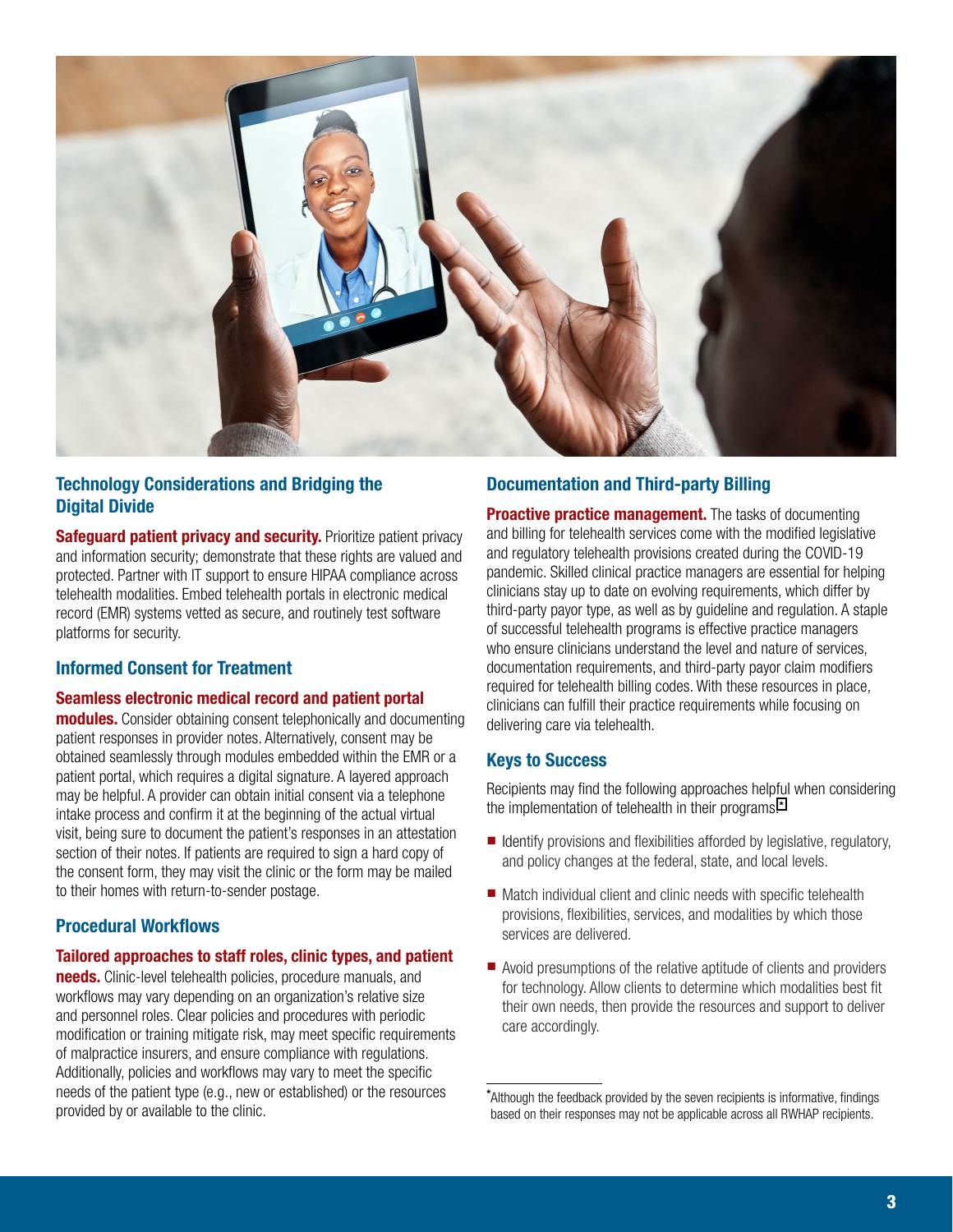## Technology Considerations and Bridging the Digital Divide

**Safeguard patient privacy and security.** Prioritize patient privacy and information security; demonstrate that these rights are valued and protected. Partner with IT support to ensure HIPAA compliance across telehealth modalities. Embed telehealth portals in electronic medical record (EMR) systems vetted as secure, and routinely test software platforms for security.

## Informed Consent for Treatment

**Seamless electronic medical record and patient portal modules.** Consider obtaining consent telephonically and documenting patient responses in provider notes. Alternatively, consent may be obtained seamlessly through modules embedded within the EMR or a patient portal, which requires a digital signature. A layered approach may be helpful. A provider can obtain initial consent via a telephone intake process and confirm it at the beginning of the actual virtual visit, being sure to document the patient's responses in an attestation section of their notes. If patients are required to sign a hard copy of the consent form, they may visit the clinic or the form may be mailed to their homes with return-to-sender postage.

## Procedural Workflows

**Tailored approaches to staff roles, clinic types, and patient needs.** Clinic-level telehealth policies, procedure manuals, and workflows may vary depending on an organization's relative size and personnel roles. Clear policies and procedures with periodic modification or training mitigate risk, may meet specific requirements of malpractice insurers, and ensure compliance with regulations. Additionally, policies and workflows may vary to meet the specific needs of the patient type (e.g., new or established) or the resources provided by or available to the clinic.

## Documentation and Third-party Billing

**Proactive practice management.** The tasks of documenting and billing for telehealth services come with the modified legislative and regulatory telehealth provisions created during the COVID-19 pandemic. Skilled clinical practice managers are essential for helping clinicians stay up to date on evolving requirements, which differ by third-party payor type, as well as by guideline and regulation. A staple of successful telehealth programs is effective practice managers who ensure clinicians understand the level and nature of services, documentation requirements, and third-party payor claim modifiers required for telehealth billing codes. With these resources in place, clinicians can fulfill their practice requirements while focusing on delivering care via telehealth.

## Keys to Success

Recipients may find the following approaches helpful when considering the implementation of telehealth in their programs.*

- Identify provisions and flexibilities afforded by legislative, regulatory, and policy changes at the federal, state, and local levels.
- Match individual client and clinic needs with specific telehealth provisions, flexibilities, services, and modalities by which those services are delivered.
- Avoid presumptions of the relative aptitude of clients and providers for technology. Allow clients to determine which modalities best fit their own needs, then provide the resources and support to deliver care accordingly.

*Although the feedback provided by the seven recipients is informative, findings based on their responses may not be applicable across all RWHAP recipients.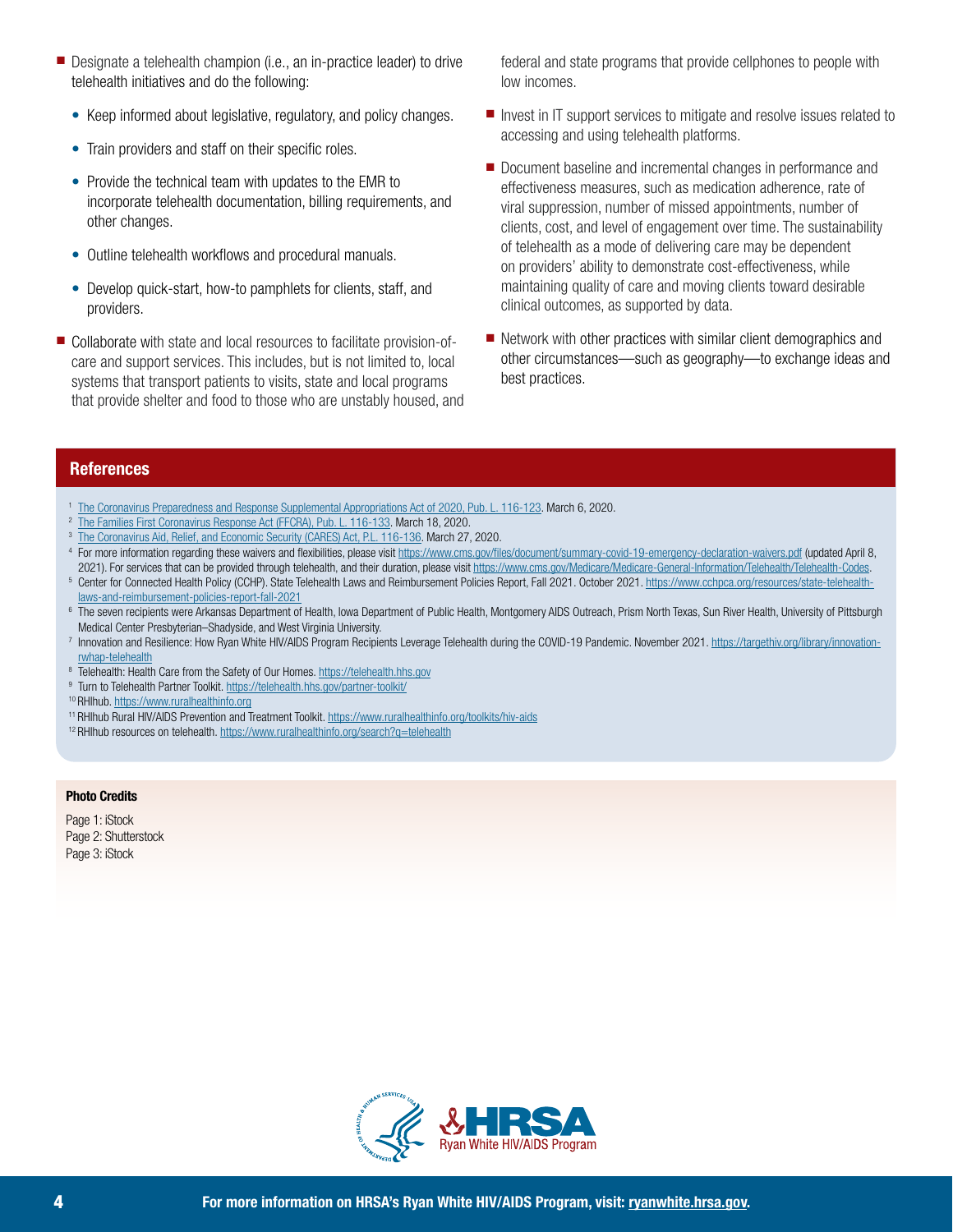- Designate a telehealth champion (i.e., an in-practice leader) to drive telehealth initiatives and do the following:
  - Keep informed about legislative, regulatory, and policy changes.
  - Train providers and staff on their specific roles.
  - Provide the technical team with updates to the EMR to incorporate telehealth documentation, billing requirements, and other changes.
  - Outline telehealth workflows and procedural manuals.
  - Develop quick-start, how-to pamphlets for clients, staff, and providers.
- Collaborate with state and local resources to facilitate provision-of-care and support services. This includes, but is not limited to, local systems that transport patients to visits, state and local programs that provide shelter and food to those who are unstably housed, and federal and state programs that provide cellphones to people with low incomes.
- Invest in IT support services to mitigate and resolve issues related to accessing and using telehealth platforms.
- Document baseline and incremental changes in performance and effectiveness measures, such as medication adherence, rate of viral suppression, number of missed appointments, number of clients, cost, and level of engagement over time. The sustainability of telehealth as a mode of delivering care may be dependent on providers' ability to demonstrate cost-effectiveness, while maintaining quality of care and moving clients toward desirable clinical outcomes, as supported by data.
- Network with other practices with similar client demographics and other circumstances—such as geography—to exchange ideas and best practices.

## References

[1] The Coronavirus Preparedness and Response Supplemental Appropriations Act of 2020, Pub. L. 116-123. March 6, 2020.

[2] The Families First Coronavirus Response Act (FFCRA), Pub. L. 116-133. March 18, 2020.

[3] The Coronavirus Aid, Relief, and Economic Security (CARES) Act, P.L. 116-136. March 27, 2020.

[4] For more information regarding these waivers and flexibilities, please visit https://www.cms.gov/files/document/summary-covid-19-emergency-declaration-waivers.pdf (updated April 8, 2021). For services that can be provided through telehealth, and their duration, please visit https://www.cms.gov/Medicare/Medicare-General-Information/Telehealth/Telehealth-Codes.

[5] Center for Connected Health Policy (CCHP). State Telehealth Laws and Reimbursement Policies Report, Fall 2021. October 2021. https://www.cchpca.org/resources/state-telehealth-laws-and-reimbursement-policies-report-fall-2021

[6] The seven recipients were Arkansas Department of Health, Iowa Department of Public Health, Montgomery AIDS Outreach, Prism North Texas, Sun River Health, University of Pittsburgh Medical Center Presbyterian–Shadyside, and West Virginia University.

[7] Innovation and Resilience: How Ryan White HIV/AIDS Program Recipients Leverage Telehealth during the COVID-19 Pandemic. November 2021. https://targethiv.org/library/innovation-rwhap-telehealth

[8] Telehealth: Health Care from the Safety of Our Homes. https://telehealth.hhs.gov

[9] Turn to Telehealth Partner Toolkit. https://telehealth.hhs.gov/partner-toolkit/

[10] RHIhub. https://www.ruralhealthinfo.org

[11] RHIhub Rural HIV/AIDS Prevention and Treatment Toolkit. https://www.ruralhealthinfo.org/toolkits/hiv-aids

[12] RHIhub resources on telehealth. https://www.ruralhealthinfo.org/search?q=telehealth

**Photo Credits**

Page 1: iStock
Page 2: Shutterstock
Page 3: iStock

HRSA Ryan White HIV/AIDS Program

For more information on HRSA's Ryan White HIV/AIDS Program, visit: ryanwhite.hrsa.gov.